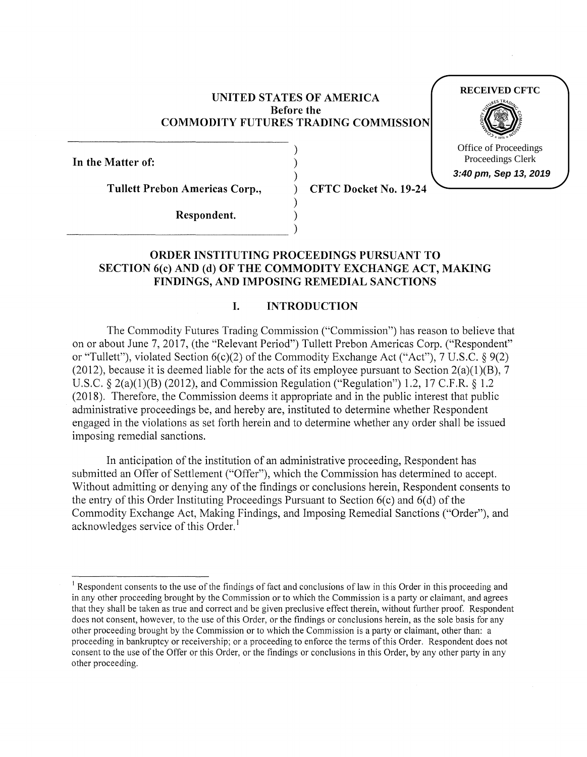RECEIVED CFTC

Office of Proceedings
Proceedings Clerk
3:40 pm, Sep 13, 2019

**UNITED STATES OF AMERICA**
**Before the**
**COMMODITY FUTURES TRADING COMMISSION**

**In the Matter of:**

**Tullett Prebon Americas Corp.,**

**Respondent.**

**CFTC Docket No. 19-24**

## ORDER INSTITUTING PROCEEDINGS PURSUANT TO SECTION 6(c) AND (d) OF THE COMMODITY EXCHANGE ACT, MAKING FINDINGS, AND IMPOSING REMEDIAL SANCTIONS

## I. INTRODUCTION

The Commodity Futures Trading Commission ("Commission") has reason to believe that on or about June 7, 2017, (the "Relevant Period") Tullett Prebon Americas Corp. ("Respondent" or "Tullett"), violated Section 6(c)(2) of the Commodity Exchange Act ("Act"), 7 U.S.C. § 9(2) (2012), because it is deemed liable for the acts of its employee pursuant to Section 2(a)(1)(B), 7 U.S.C. § 2(a)(1)(B) (2012), and Commission Regulation ("Regulation") 1.2, 17 C.F.R. § 1.2 (2018). Therefore, the Commission deems it appropriate and in the public interest that public administrative proceedings be, and hereby are, instituted to determine whether Respondent engaged in the violations as set forth herein and to determine whether any order shall be issued imposing remedial sanctions.

In anticipation of the institution of an administrative proceeding, Respondent has submitted an Offer of Settlement ("Offer"), which the Commission has determined to accept. Without admitting or denying any of the findings or conclusions herein, Respondent consents to the entry of this Order Instituting Proceedings Pursuant to Section 6(c) and 6(d) of the Commodity Exchange Act, Making Findings, and Imposing Remedial Sanctions ("Order"), and acknowledges service of this Order.[1]

[1] Respondent consents to the use of the findings of fact and conclusions of law in this Order in this proceeding and in any other proceeding brought by the Commission or to which the Commission is a party or claimant, and agrees that they shall be taken as true and correct and be given preclusive effect therein, without further proof. Respondent does not consent, however, to the use of this Order, or the findings or conclusions herein, as the sole basis for any other proceeding brought by the Commission or to which the Commission is a party or claimant, other than: a proceeding in bankruptcy or receivership; or a proceeding to enforce the terms of this Order. Respondent does not consent to the use of the Offer or this Order, or the findings or conclusions in this Order, by any other party in any other proceeding.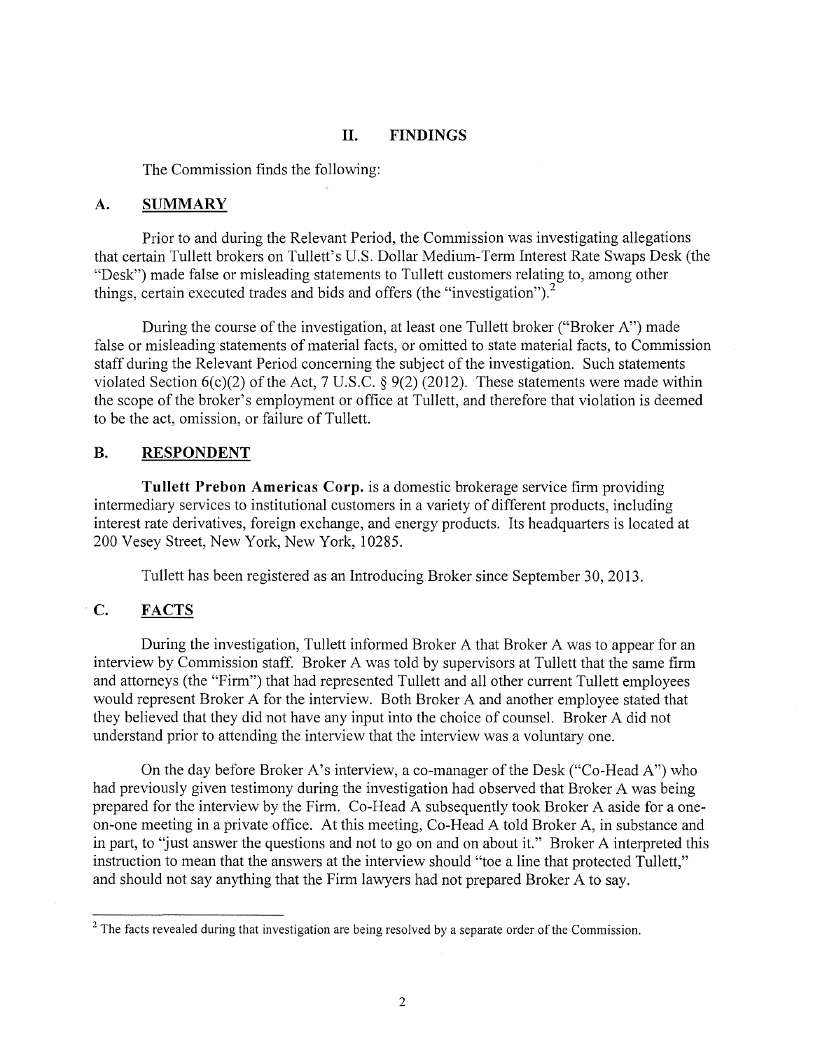## II. FINDINGS

The Commission finds the following:

### A. SUMMARY

Prior to and during the Relevant Period, the Commission was investigating allegations that certain Tullett brokers on Tullett's U.S. Dollar Medium-Term Interest Rate Swaps Desk (the "Desk") made false or misleading statements to Tullett customers relating to, among other things, certain executed trades and bids and offers (the "investigation").[2]

During the course of the investigation, at least one Tullett broker ("Broker A") made false or misleading statements of material facts, or omitted to state material facts, to Commission staff during the Relevant Period concerning the subject of the investigation. Such statements violated Section 6(c)(2) of the Act, 7 U.S.C. § 9(2) (2012). These statements were made within the scope of the broker's employment or office at Tullett, and therefore that violation is deemed to be the act, omission, or failure of Tullett.

### B. RESPONDENT

**Tullett Prebon Americas Corp.** is a domestic brokerage service firm providing intermediary services to institutional customers in a variety of different products, including interest rate derivatives, foreign exchange, and energy products. Its headquarters is located at 200 Vesey Street, New York, New York, 10285.

Tullett has been registered as an Introducing Broker since September 30, 2013.

### C. FACTS

During the investigation, Tullett informed Broker A that Broker A was to appear for an interview by Commission staff. Broker A was told by supervisors at Tullett that the same firm and attorneys (the "Firm") that had represented Tullett and all other current Tullett employees would represent Broker A for the interview. Both Broker A and another employee stated that they believed that they did not have any input into the choice of counsel. Broker A did not understand prior to attending the interview that the interview was a voluntary one.

On the day before Broker A's interview, a co-manager of the Desk ("Co-Head A") who had previously given testimony during the investigation had observed that Broker A was being prepared for the interview by the Firm. Co-Head A subsequently took Broker A aside for a one-on-one meeting in a private office. At this meeting, Co-Head A told Broker A, in substance and in part, to "just answer the questions and not to go on and on about it." Broker A interpreted this instruction to mean that the answers at the interview should "toe a line that protected Tullett," and should not say anything that the Firm lawyers had not prepared Broker A to say.

---

[2] The facts revealed during that investigation are being resolved by a separate order of the Commission.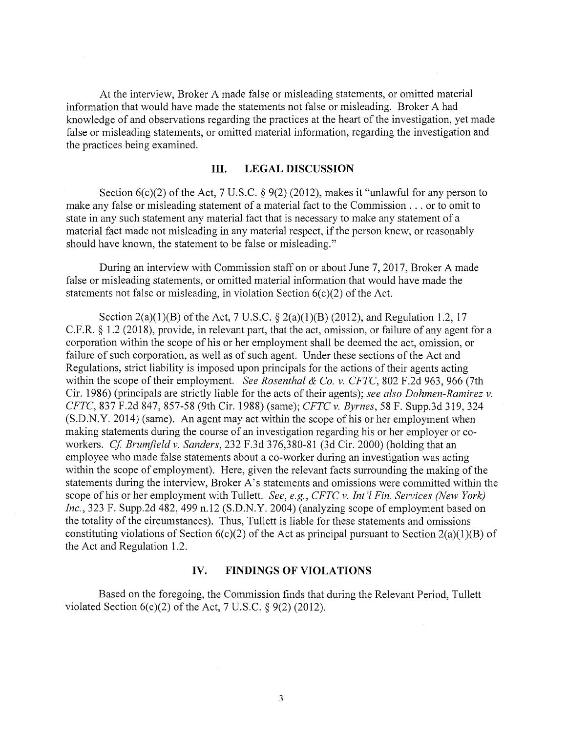At the interview, Broker A made false or misleading statements, or omitted material information that would have made the statements not false or misleading. Broker A had knowledge of and observations regarding the practices at the heart of the investigation, yet made false or misleading statements, or omitted material information, regarding the investigation and the practices being examined.

## III. LEGAL DISCUSSION

Section 6(c)(2) of the Act, 7 U.S.C. § 9(2) (2012), makes it "unlawful for any person to make any false or misleading statement of a material fact to the Commission . . . or to omit to state in any such statement any material fact that is necessary to make any statement of a material fact made not misleading in any material respect, if the person knew, or reasonably should have known, the statement to be false or misleading."

During an interview with Commission staff on or about June 7, 2017, Broker A made false or misleading statements, or omitted material information that would have made the statements not false or misleading, in violation Section 6(c)(2) of the Act.

Section 2(a)(1)(B) of the Act, 7 U.S.C. § 2(a)(1)(B) (2012), and Regulation 1.2, 17 C.F.R. § 1.2 (2018), provide, in relevant part, that the act, omission, or failure of any agent for a corporation within the scope of his or her employment shall be deemed the act, omission, or failure of such corporation, as well as of such agent. Under these sections of the Act and Regulations, strict liability is imposed upon principals for the actions of their agents acting within the scope of their employment. *See Rosenthal & Co. v. CFTC*, 802 F.2d 963, 966 (7th Cir. 1986) (principals are strictly liable for the acts of their agents); *see also Dohmen-Ramirez v. CFTC*, 837 F.2d 847, 857-58 (9th Cir. 1988) (same); *CFTC v. Byrnes*, 58 F. Supp.3d 319, 324 (S.D.N.Y. 2014) (same). An agent may act within the scope of his or her employment when making statements during the course of an investigation regarding his or her employer or co-workers. *Cf. Brumfield v. Sanders*, 232 F.3d 376,380-81 (3d Cir. 2000) (holding that an employee who made false statements about a co-worker during an investigation was acting within the scope of employment). Here, given the relevant facts surrounding the making of the statements during the interview, Broker A's statements and omissions were committed within the scope of his or her employment with Tullett. *See, e.g., CFTC v. Int'l Fin. Services (New York) Inc.*, 323 F. Supp.2d 482, 499 n.12 (S.D.N.Y. 2004) (analyzing scope of employment based on the totality of the circumstances). Thus, Tullett is liable for these statements and omissions constituting violations of Section 6(c)(2) of the Act as principal pursuant to Section 2(a)(1)(B) of the Act and Regulation 1.2.

## IV. FINDINGS OF VIOLATIONS

Based on the foregoing, the Commission finds that during the Relevant Period, Tullett violated Section 6(c)(2) of the Act, 7 U.S.C. § 9(2) (2012).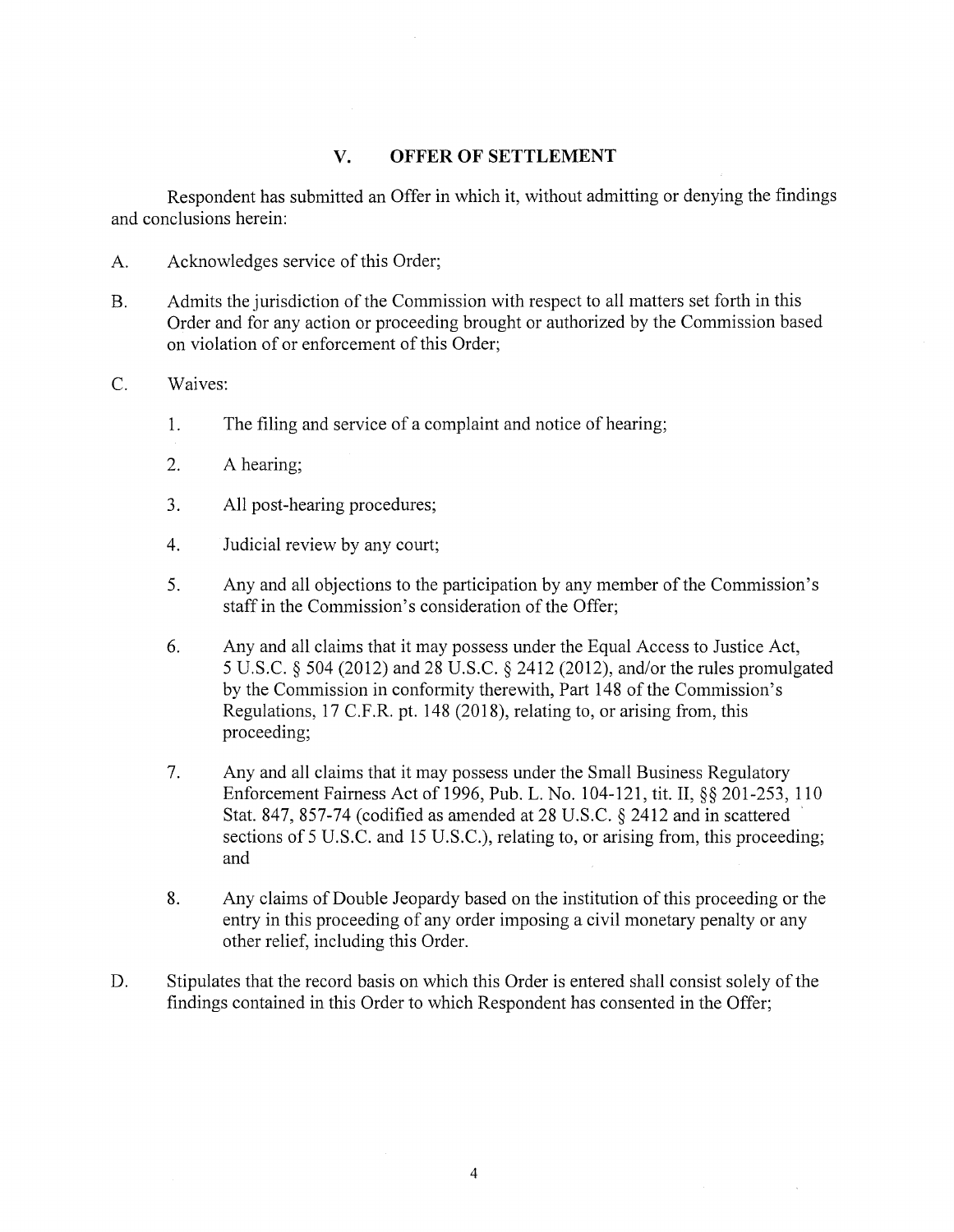## V. OFFER OF SETTLEMENT

Respondent has submitted an Offer in which it, without admitting or denying the findings and conclusions herein:

A. Acknowledges service of this Order;

B. Admits the jurisdiction of the Commission with respect to all matters set forth in this Order and for any action or proceeding brought or authorized by the Commission based on violation of or enforcement of this Order;

C. Waives:

   1. The filing and service of a complaint and notice of hearing;

   2. A hearing;

   3. All post-hearing procedures;

   4. Judicial review by any court;

   5. Any and all objections to the participation by any member of the Commission's staff in the Commission's consideration of the Offer;

   6. Any and all claims that it may possess under the Equal Access to Justice Act, 5 U.S.C. § 504 (2012) and 28 U.S.C. § 2412 (2012), and/or the rules promulgated by the Commission in conformity therewith, Part 148 of the Commission's Regulations, 17 C.F.R. pt. 148 (2018), relating to, or arising from, this proceeding;

   7. Any and all claims that it may possess under the Small Business Regulatory Enforcement Fairness Act of 1996, Pub. L. No. 104-121, tit. II, §§ 201-253, 110 Stat. 847, 857-74 (codified as amended at 28 U.S.C. § 2412 and in scattered sections of 5 U.S.C. and 15 U.S.C.), relating to, or arising from, this proceeding; and

   8. Any claims of Double Jeopardy based on the institution of this proceeding or the entry in this proceeding of any order imposing a civil monetary penalty or any other relief, including this Order.

D. Stipulates that the record basis on which this Order is entered shall consist solely of the findings contained in this Order to which Respondent has consented in the Offer;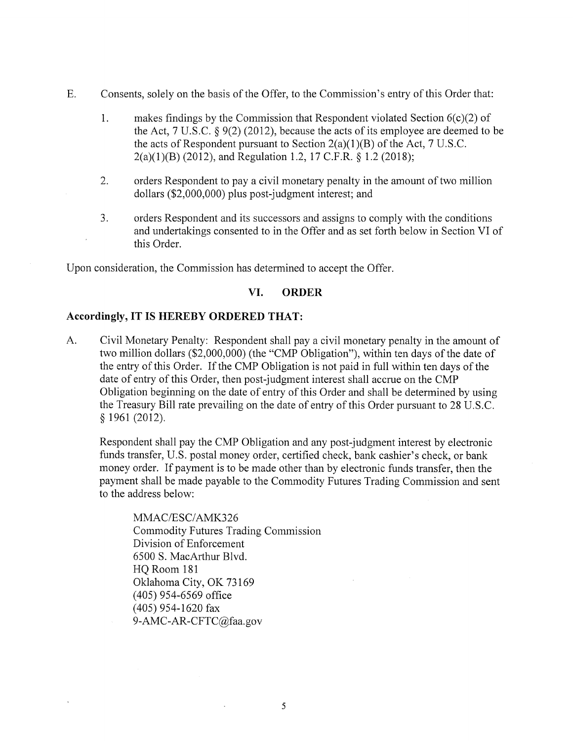E. Consents, solely on the basis of the Offer, to the Commission's entry of this Order that:

1. makes findings by the Commission that Respondent violated Section 6(c)(2) of the Act, 7 U.S.C. § 9(2) (2012), because the acts of its employee are deemed to be the acts of Respondent pursuant to Section 2(a)(1)(B) of the Act, 7 U.S.C. 2(a)(1)(B) (2012), and Regulation 1.2, 17 C.F.R. § 1.2 (2018);

2. orders Respondent to pay a civil monetary penalty in the amount of two million dollars ($2,000,000) plus post-judgment interest; and

3. orders Respondent and its successors and assigns to comply with the conditions and undertakings consented to in the Offer and as set forth below in Section VI of this Order.

Upon consideration, the Commission has determined to accept the Offer.

## VI. ORDER

**Accordingly, IT IS HEREBY ORDERED THAT:**

A. Civil Monetary Penalty: Respondent shall pay a civil monetary penalty in the amount of two million dollars ($2,000,000) (the "CMP Obligation"), within ten days of the date of the entry of this Order. If the CMP Obligation is not paid in full within ten days of the date of entry of this Order, then post-judgment interest shall accrue on the CMP Obligation beginning on the date of entry of this Order and shall be determined by using the Treasury Bill rate prevailing on the date of entry of this Order pursuant to 28 U.S.C. § 1961 (2012).

Respondent shall pay the CMP Obligation and any post-judgment interest by electronic funds transfer, U.S. postal money order, certified check, bank cashier's check, or bank money order. If payment is to be made other than by electronic funds transfer, then the payment shall be made payable to the Commodity Futures Trading Commission and sent to the address below:

MMAC/ESC/AMK326
Commodity Futures Trading Commission
Division of Enforcement
6500 S. MacArthur Blvd.
HQ Room 181
Oklahoma City, OK 73169
(405) 954-6569 office
(405) 954-1620 fax
9-AMC-AR-CFTC@faa.gov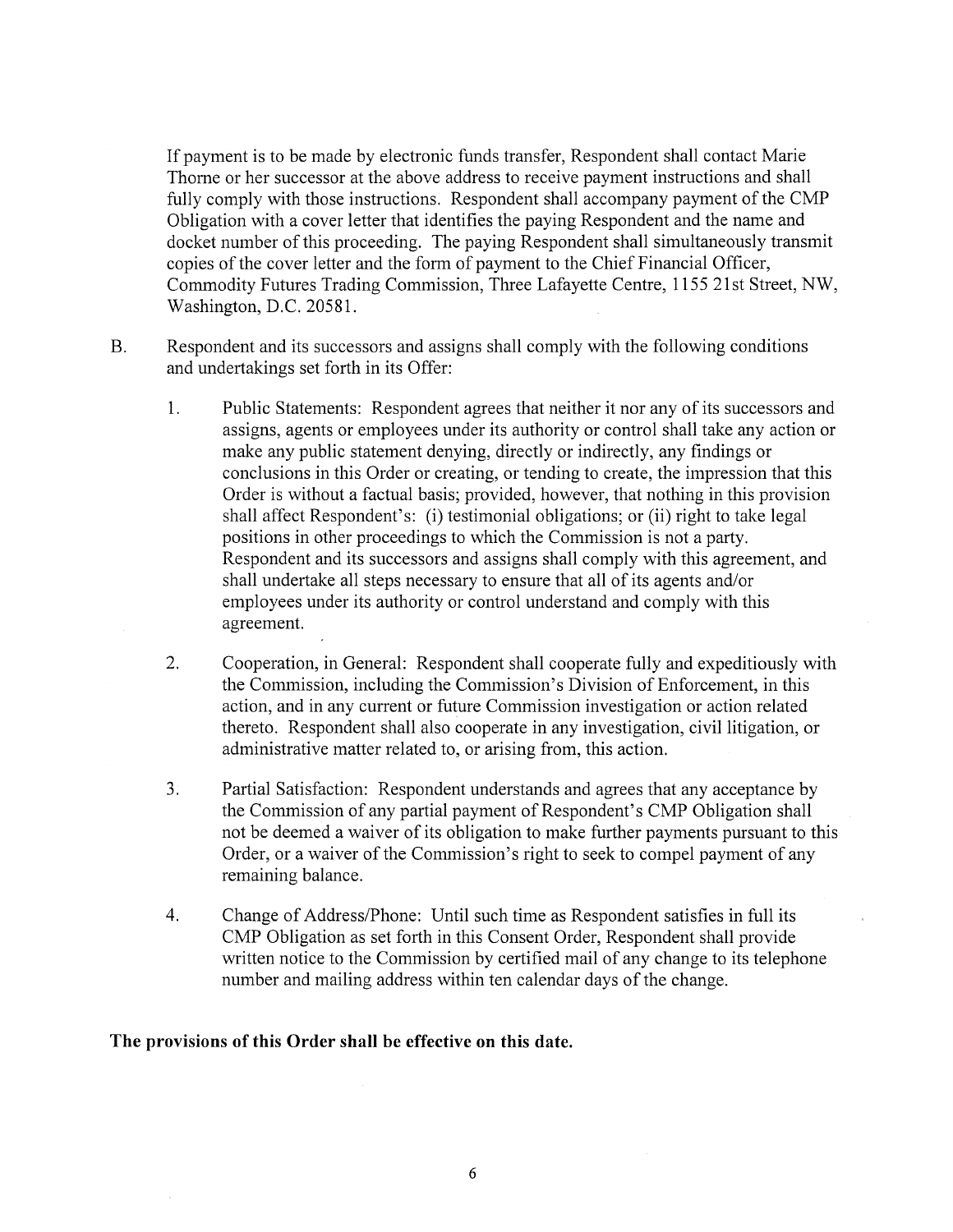If payment is to be made by electronic funds transfer, Respondent shall contact Marie Thorne or her successor at the above address to receive payment instructions and shall fully comply with those instructions. Respondent shall accompany payment of the CMP Obligation with a cover letter that identifies the paying Respondent and the name and docket number of this proceeding. The paying Respondent shall simultaneously transmit copies of the cover letter and the form of payment to the Chief Financial Officer, Commodity Futures Trading Commission, Three Lafayette Centre, 1155 21st Street, NW, Washington, D.C. 20581.

B. Respondent and its successors and assigns shall comply with the following conditions and undertakings set forth in its Offer:

1. Public Statements: Respondent agrees that neither it nor any of its successors and assigns, agents or employees under its authority or control shall take any action or make any public statement denying, directly or indirectly, any findings or conclusions in this Order or creating, or tending to create, the impression that this Order is without a factual basis; provided, however, that nothing in this provision shall affect Respondent's: (i) testimonial obligations; or (ii) right to take legal positions in other proceedings to which the Commission is not a party. Respondent and its successors and assigns shall comply with this agreement, and shall undertake all steps necessary to ensure that all of its agents and/or employees under its authority or control understand and comply with this agreement.

2. Cooperation, in General: Respondent shall cooperate fully and expeditiously with the Commission, including the Commission's Division of Enforcement, in this action, and in any current or future Commission investigation or action related thereto. Respondent shall also cooperate in any investigation, civil litigation, or administrative matter related to, or arising from, this action.

3. Partial Satisfaction: Respondent understands and agrees that any acceptance by the Commission of any partial payment of Respondent's CMP Obligation shall not be deemed a waiver of its obligation to make further payments pursuant to this Order, or a waiver of the Commission's right to seek to compel payment of any remaining balance.

4. Change of Address/Phone: Until such time as Respondent satisfies in full its CMP Obligation as set forth in this Consent Order, Respondent shall provide written notice to the Commission by certified mail of any change to its telephone number and mailing address within ten calendar days of the change.

**The provisions of this Order shall be effective on this date.**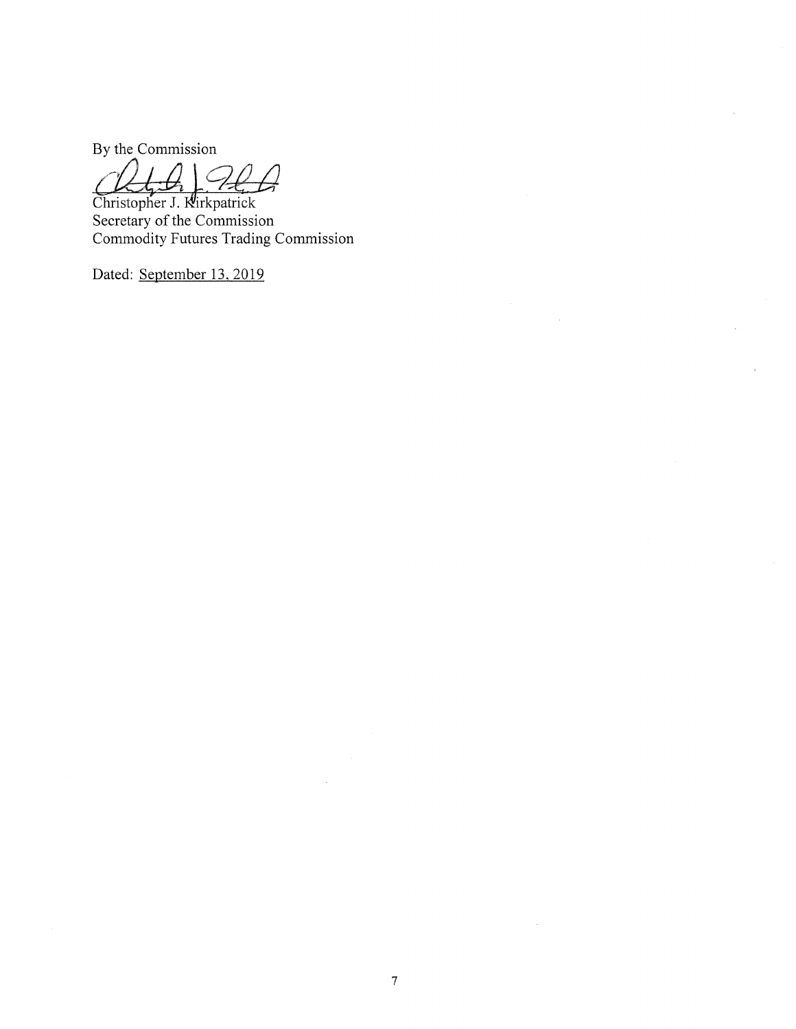By the Commission

Christopher J. Kirkpatrick
Secretary of the Commission
Commodity Futures Trading Commission

Dated: September 13, 2019